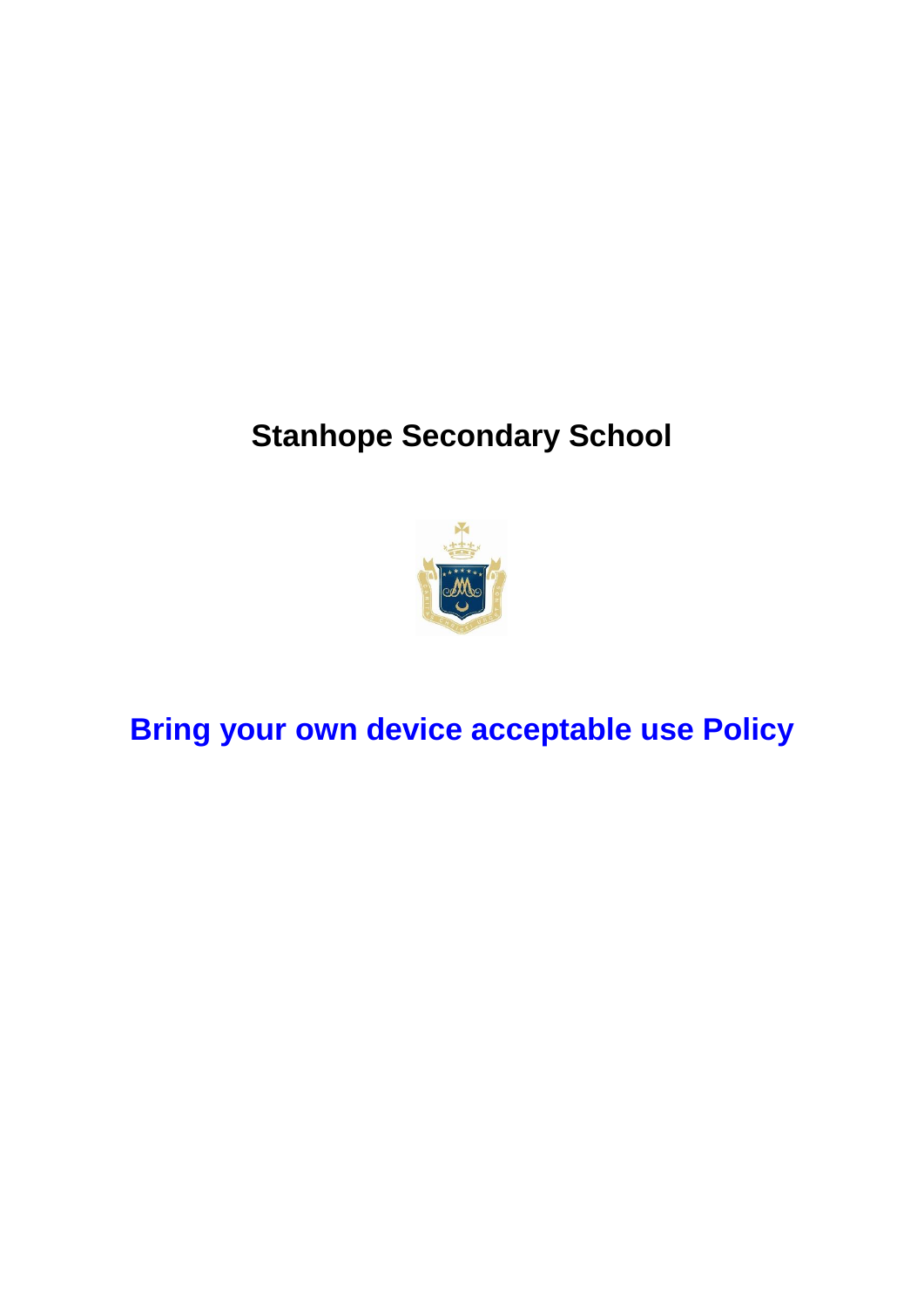# Stanhope Secondary School

# Bring your own device acceptable use Policy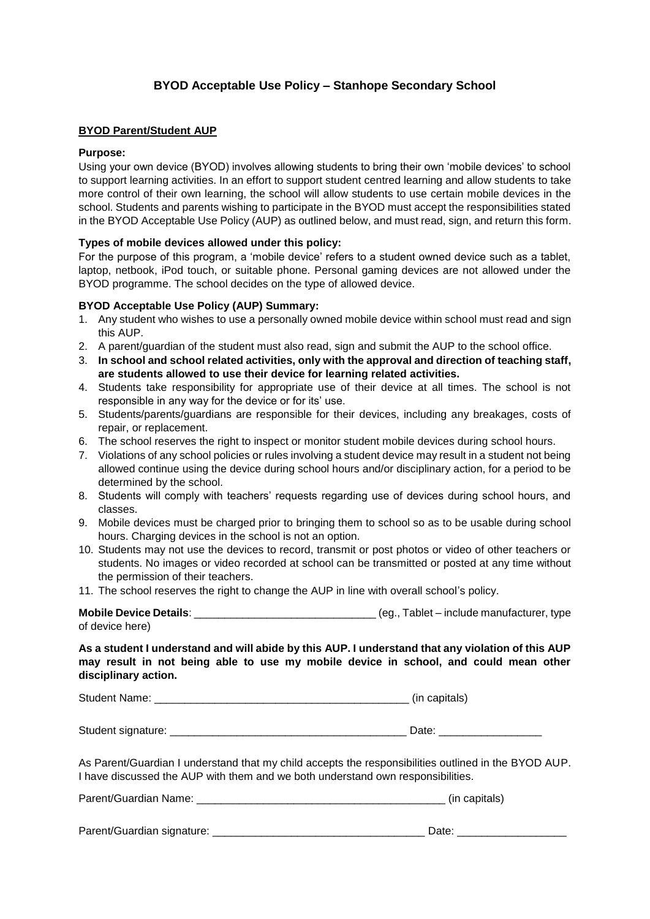# BYOD Acceptable Use Policy – Stanhope Secondary School

**BYOD Parent/Student AUP**

**Purpose:**

Using your own device (BYOD) involves allowing students to bring their own 'mobile devices' to school to support learning activities. In an effort to support student centred learning and allow students to take more control of their own learning, the school will allow students to use certain mobile devices in the school. Students and parents wishing to participate in the BYOD must accept the responsibilities stated in the BYOD Acceptable Use Policy (AUP) as outlined below, and must read, sign, and return this form.

**Types of mobile devices allowed under this policy:**

For the purpose of this program, a 'mobile device' refers to a student owned device such as a tablet, laptop, netbook, iPod touch, or suitable phone. Personal gaming devices are not allowed under the BYOD programme. The school decides on the type of allowed device.

**BYOD Acceptable Use Policy (AUP) Summary:**

1. Any student who wishes to use a personally owned mobile device within school must read and sign this AUP.
2. A parent/guardian of the student must also read, sign and submit the AUP to the school office.
3. **In school and school related activities, only with the approval and direction of teaching staff, are students allowed to use their device for learning related activities.**
4. Students take responsibility for appropriate use of their device at all times. The school is not responsible in any way for the device or for its' use.
5. Students/parents/guardians are responsible for their devices, including any breakages, costs of repair, or replacement.
6. The school reserves the right to inspect or monitor student mobile devices during school hours.
7. Violations of any school policies or rules involving a student device may result in a student not being allowed continue using the device during school hours and/or disciplinary action, for a period to be determined by the school.
8. Students will comply with teachers' requests regarding use of devices during school hours, and classes.
9. Mobile devices must be charged prior to bringing them to school so as to be usable during school hours. Charging devices in the school is not an option.
10. Students may not use the devices to record, transmit or post photos or video of other teachers or students. No images or video recorded at school can be transmitted or posted at any time without the permission of their teachers.
11. The school reserves the right to change the AUP in line with overall school's policy.

**Mobile Device Details**: ______________________________ (eg., Tablet – include manufacturer, type of device here)

**As a student I understand and will abide by this AUP. I understand that any violation of this AUP may result in not being able to use my mobile device in school, and could mean other disciplinary action.**

Student Name: ________________________________________ (in capitals)

Student signature: ______________________________________ Date: _________________

As Parent/Guardian I understand that my child accepts the responsibilities outlined in the BYOD AUP. I have discussed the AUP with them and we both understand own responsibilities.

Parent/Guardian Name: _________________________________________ (in capitals)

Parent/Guardian signature: ___________________________________ Date: __________________